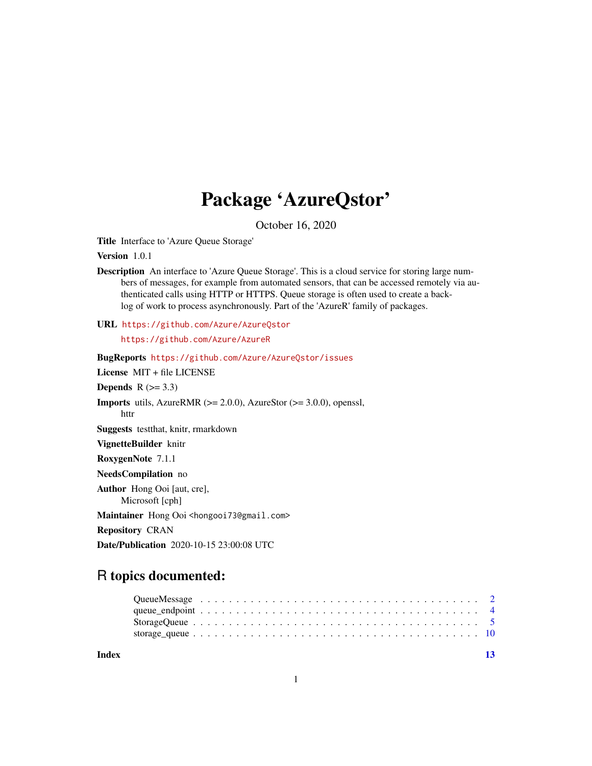# Package 'AzureQstor'

October 16, 2020

**Title** Interface to 'Azure Queue Storage'

**Version** 1.0.1

**Description** An interface to 'Azure Queue Storage'. This is a cloud service for storing large numbers of messages, for example from automated sensors, that can be accessed remotely via authenticated calls using HTTP or HTTPS. Queue storage is often used to create a backlog of work to process asynchronously. Part of the 'AzureR' family of packages.

**URL** https://github.com/Azure/AzureQstor
https://github.com/Azure/AzureR

**BugReports** https://github.com/Azure/AzureQstor/issues

**License** MIT + file LICENSE

**Depends** R (>= 3.3)

**Imports** utils, AzureRMR (>= 2.0.0), AzureStor (>= 3.0.0), openssl, httr

**Suggests** testthat, knitr, rmarkdown

**VignetteBuilder** knitr

**RoxygenNote** 7.1.1

**NeedsCompilation** no

**Author** Hong Ooi [aut, cre], Microsoft [cph]

**Maintainer** Hong Ooi <hongooi73@gmail.com>

**Repository** CRAN

**Date/Publication** 2020-10-15 23:00:08 UTC

## R topics documented:

- QueueMessage . . . . . . . . . . . . . . . . . . . . . . . . . . . . . . . . . . . . . . . . 2
- queue_endpoint . . . . . . . . . . . . . . . . . . . . . . . . . . . . . . . . . . . . . . . 4
- StorageQueue . . . . . . . . . . . . . . . . . . . . . . . . . . . . . . . . . . . . . . . . 5
- storage_queue . . . . . . . . . . . . . . . . . . . . . . . . . . . . . . . . . . . . . . . . 10

**Index** **13**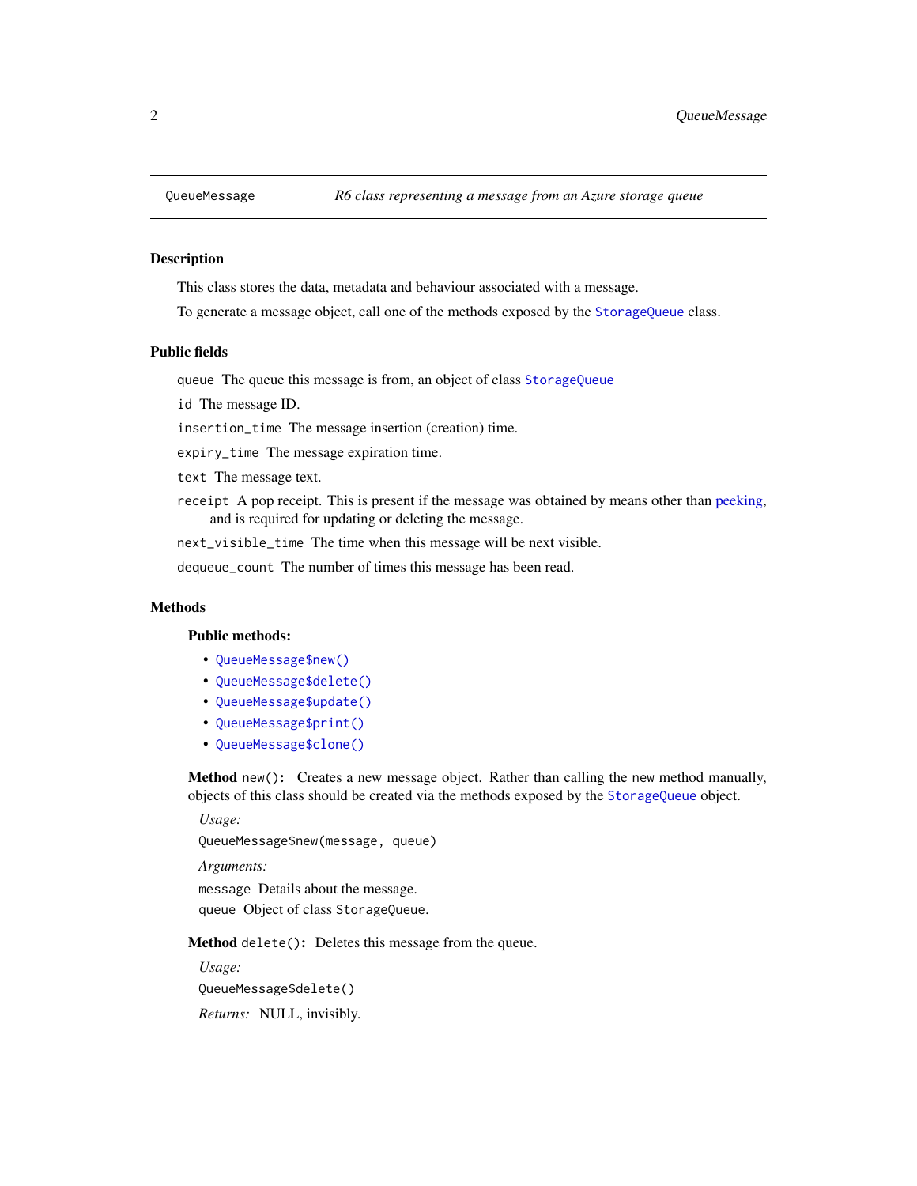`QueueMessage` *R6 class representing a message from an Azure storage queue*

## Description

This class stores the data, metadata and behaviour associated with a message.

To generate a message object, call one of the methods exposed by the `StorageQueue` class.

## Public fields

`queue` The queue this message is from, an object of class `StorageQueue`

`id` The message ID.

`insertion_time` The message insertion (creation) time.

`expiry_time` The message expiration time.

`text` The message text.

`receipt` A pop receipt. This is present if the message was obtained by means other than peeking, and is required for updating or deleting the message.

`next_visible_time` The time when this message will be next visible.

`dequeue_count` The number of times this message has been read.

## Methods

### Public methods:

- `QueueMessage$new()`
- `QueueMessage$delete()`
- `QueueMessage$update()`
- `QueueMessage$print()`
- `QueueMessage$clone()`

**Method** `new()`**:** Creates a new message object. Rather than calling the `new` method manually, objects of this class should be created via the methods exposed by the `StorageQueue` object.

*Usage:*

```
QueueMessage$new(message, queue)
```

*Arguments:*

`message` Details about the message.

`queue` Object of class `StorageQueue`.

**Method** `delete()`**:** Deletes this message from the queue.

*Usage:*

```
QueueMessage$delete()
```

*Returns:* NULL, invisibly.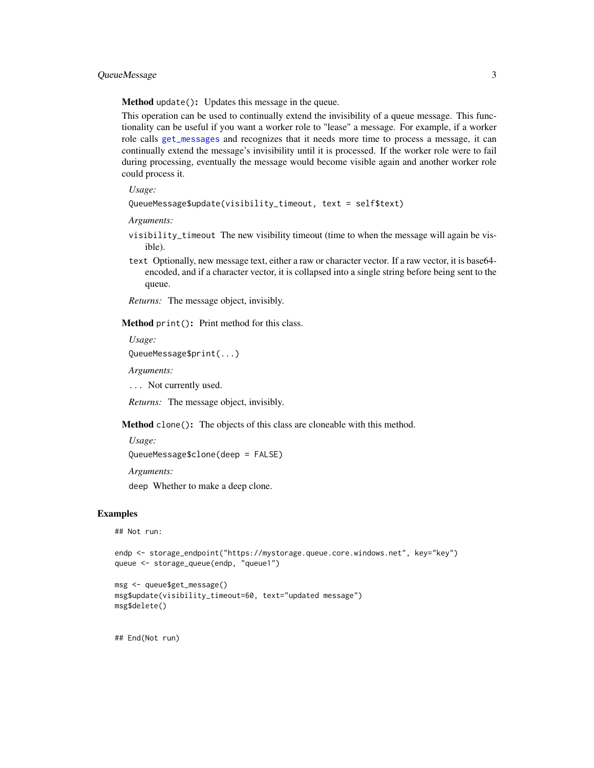**Method** `update()`: Updates this message in the queue.

This operation can be used to continually extend the invisibility of a queue message. This functionality can be useful if you want a worker role to "lease" a message. For example, if a worker role calls `get_messages` and recognizes that it needs more time to process a message, it can continually extend the message's invisibility until it is processed. If the worker role were to fail during processing, eventually the message would become visible again and another worker role could process it.

*Usage:*

```
QueueMessage$update(visibility_timeout, text = self$text)
```

*Arguments:*

`visibility_timeout` The new visibility timeout (time to when the message will again be visible).

`text` Optionally, new message text, either a raw or character vector. If a raw vector, it is base64-encoded, and if a character vector, it is collapsed into a single string before being sent to the queue.

*Returns:* The message object, invisibly.

**Method** `print()`: Print method for this class.

*Usage:*

```
QueueMessage$print(...)
```

*Arguments:*

`...` Not currently used.

*Returns:* The message object, invisibly.

**Method** `clone()`: The objects of this class are cloneable with this method.

*Usage:*

```
QueueMessage$clone(deep = FALSE)
```

*Arguments:*

`deep` Whether to make a deep clone.

## Examples

```
## Not run:

endp <- storage_endpoint("https://mystorage.queue.core.windows.net", key="key")
queue <- storage_queue(endp, "queue1")

msg <- queue$get_message()
msg$update(visibility_timeout=60, text="updated message")
msg$delete()


## End(Not run)
```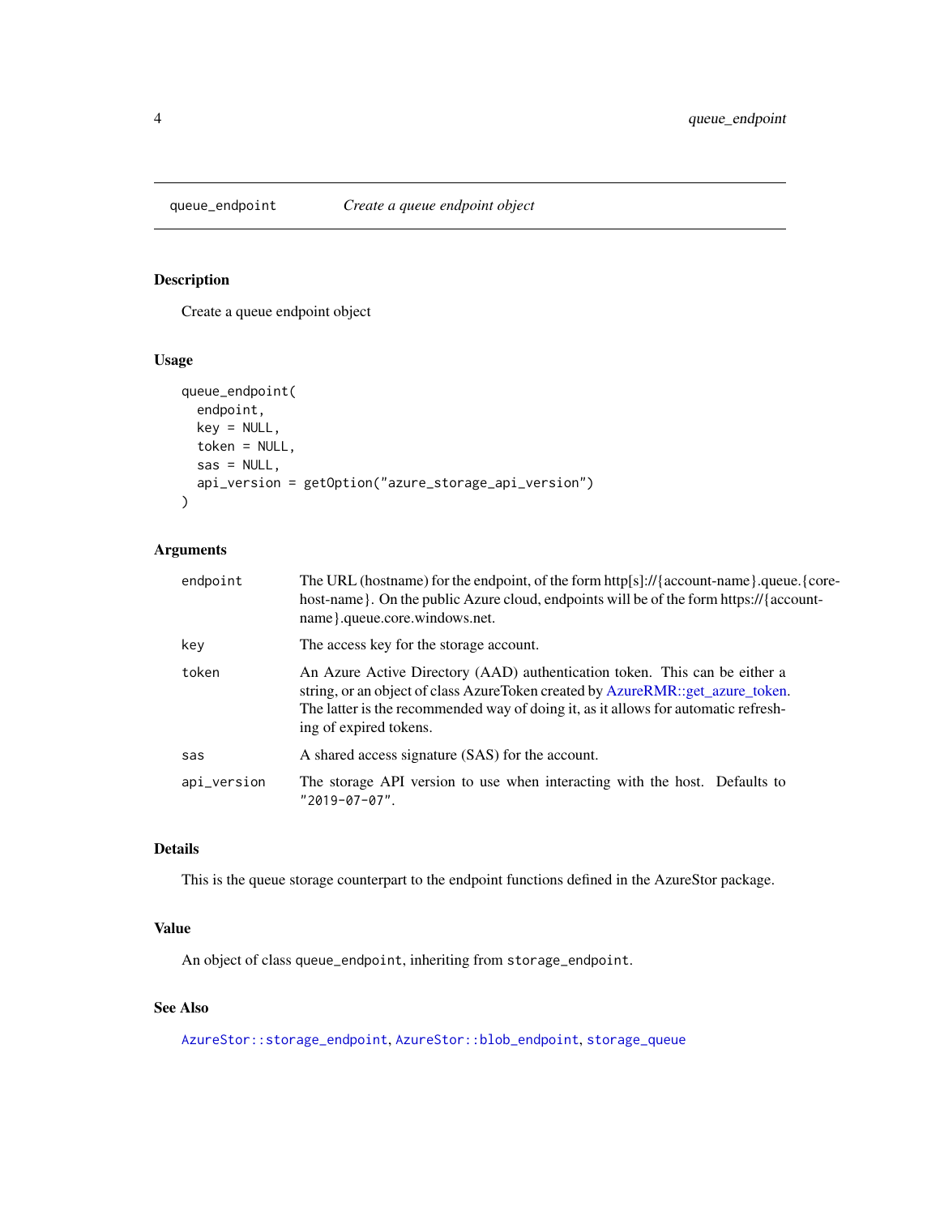## queue_endpoint — *Create a queue endpoint object*

### Description

Create a queue endpoint object

### Usage

```
queue_endpoint(
  endpoint,
  key = NULL,
  token = NULL,
  sas = NULL,
  api_version = getOption("azure_storage_api_version")
)
```

### Arguments

| | |
|---|---|
| `endpoint` | The URL (hostname) for the endpoint, of the form http[s]://{account-name}.queue.{core-host-name}. On the public Azure cloud, endpoints will be of the form https://{account-name}.queue.core.windows.net. |
| `key` | The access key for the storage account. |
| `token` | An Azure Active Directory (AAD) authentication token. This can be either a string, or an object of class AzureToken created by AzureRMR::get_azure_token. The latter is the recommended way of doing it, as it allows for automatic refreshing of expired tokens. |
| `sas` | A shared access signature (SAS) for the account. |
| `api_version` | The storage API version to use when interacting with the host. Defaults to `"2019-07-07"`. |

### Details

This is the queue storage counterpart to the endpoint functions defined in the AzureStor package.

### Value

An object of class `queue_endpoint`, inheriting from `storage_endpoint`.

### See Also

`AzureStor::storage_endpoint`, `AzureStor::blob_endpoint`, `storage_queue`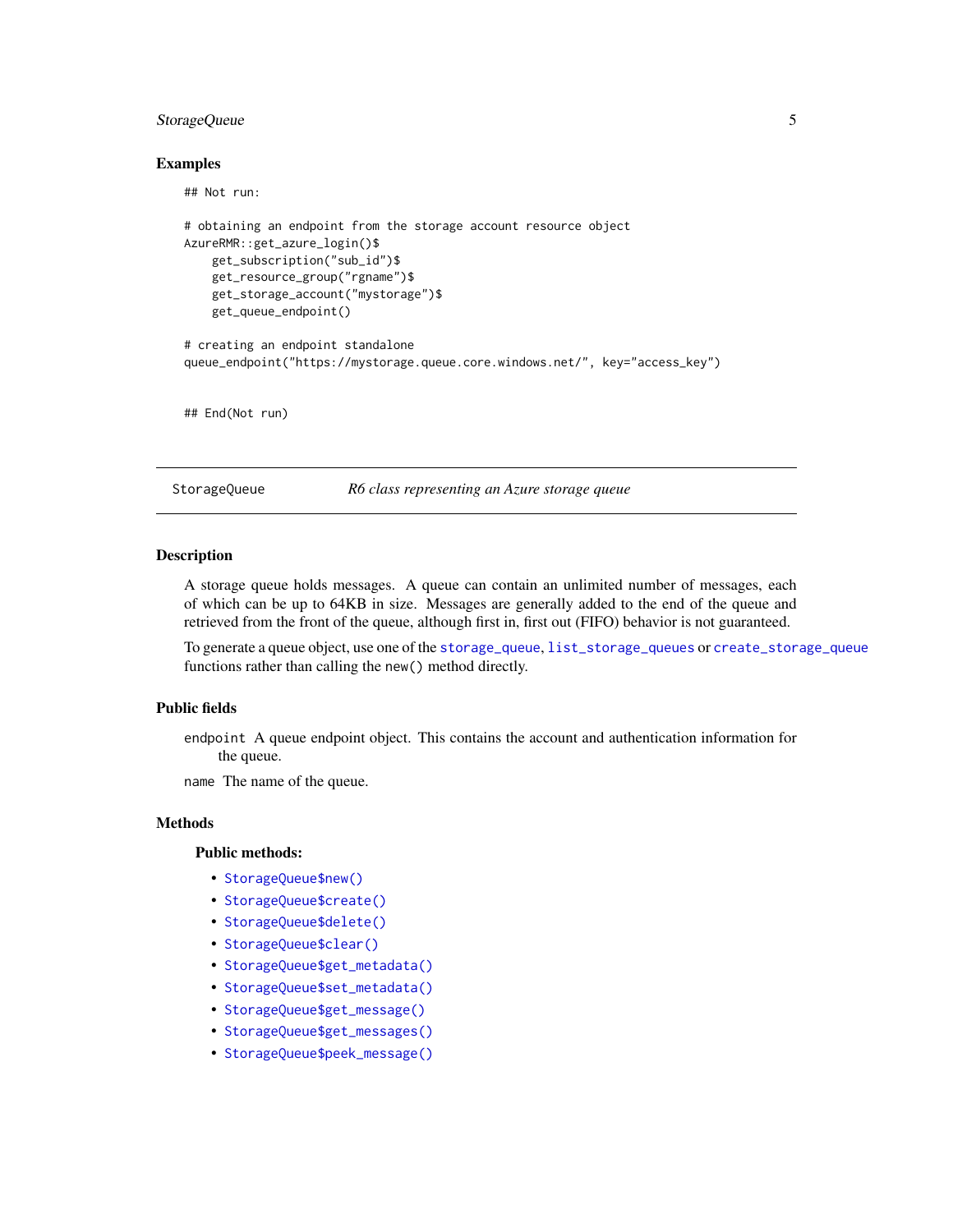### Examples

```
## Not run:

# obtaining an endpoint from the storage account resource object
AzureRMR::get_azure_login()$
    get_subscription("sub_id")$
    get_resource_group("rgname")$
    get_storage_account("mystorage")$
    get_queue_endpoint()

# creating an endpoint standalone
queue_endpoint("https://mystorage.queue.core.windows.net/", key="access_key")


## End(Not run)
```

---

## StorageQueue — *R6 class representing an Azure storage queue*

### Description

A storage queue holds messages. A queue can contain an unlimited number of messages, each of which can be up to 64KB in size. Messages are generally added to the end of the queue and retrieved from the front of the queue, although first in, first out (FIFO) behavior is not guaranteed.

To generate a queue object, use one of the `storage_queue`, `list_storage_queues` or `create_storage_queue` functions rather than calling the `new()` method directly.

### Public fields

`endpoint` A queue endpoint object. This contains the account and authentication information for the queue.

`name` The name of the queue.

### Methods

#### Public methods:

- `StorageQueue$new()`
- `StorageQueue$create()`
- `StorageQueue$delete()`
- `StorageQueue$clear()`
- `StorageQueue$get_metadata()`
- `StorageQueue$set_metadata()`
- `StorageQueue$get_message()`
- `StorageQueue$get_messages()`
- `StorageQueue$peek_message()`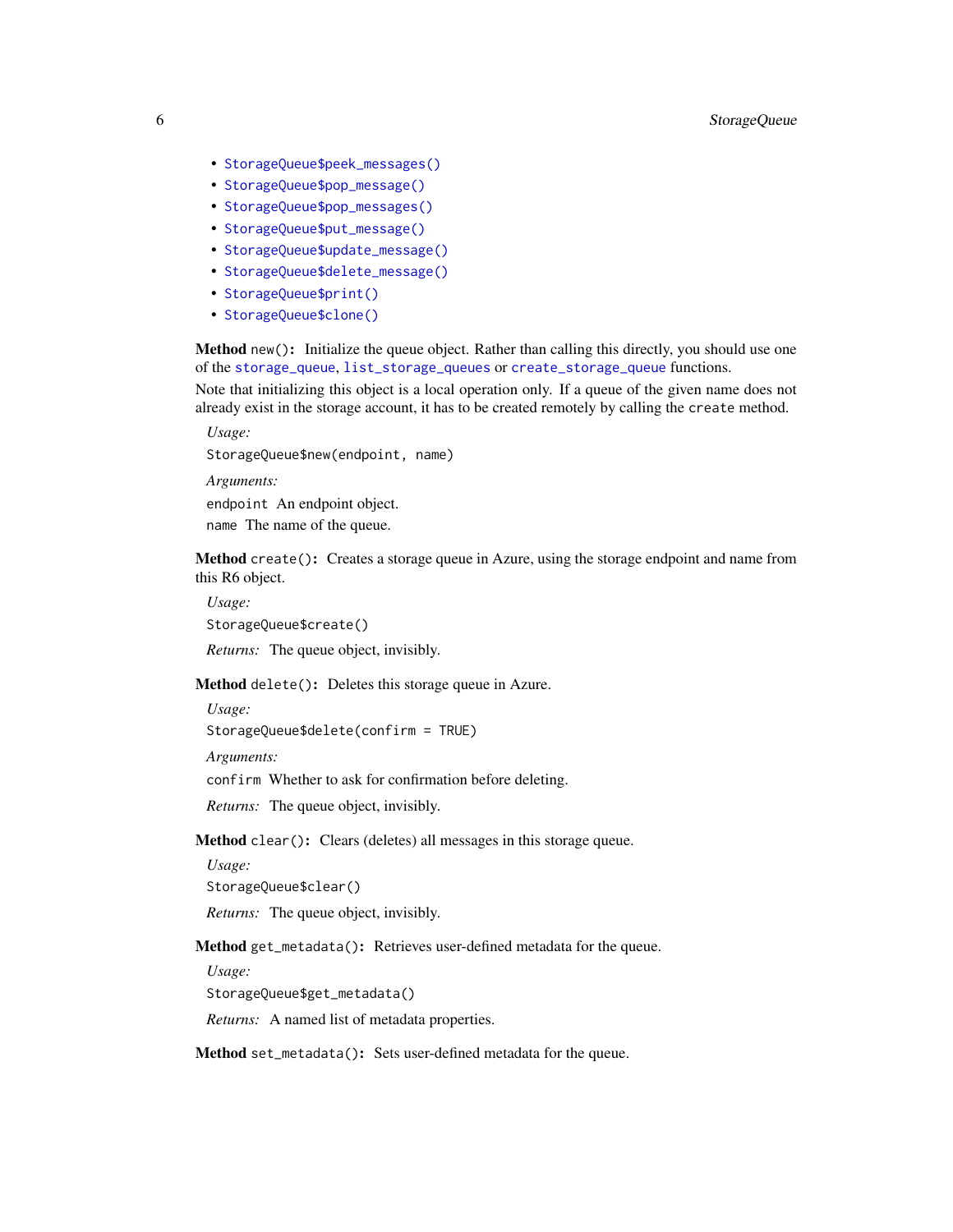- `StorageQueue$peek_messages()`
- `StorageQueue$pop_message()`
- `StorageQueue$pop_messages()`
- `StorageQueue$put_message()`
- `StorageQueue$update_message()`
- `StorageQueue$delete_message()`
- `StorageQueue$print()`
- `StorageQueue$clone()`

**Method** `new()`**:** Initialize the queue object. Rather than calling this directly, you should use one of the `storage_queue`, `list_storage_queues` or `create_storage_queue` functions.

Note that initializing this object is a local operation only. If a queue of the given name does not already exist in the storage account, it has to be created remotely by calling the `create` method.

*Usage:*

```
StorageQueue$new(endpoint, name)
```

*Arguments:*

`endpoint` An endpoint object.

`name` The name of the queue.

**Method** `create()`**:** Creates a storage queue in Azure, using the storage endpoint and name from this R6 object.

*Usage:*

```
StorageQueue$create()
```

*Returns:* The queue object, invisibly.

**Method** `delete()`**:** Deletes this storage queue in Azure.

*Usage:*

```
StorageQueue$delete(confirm = TRUE)
```

*Arguments:*

`confirm` Whether to ask for confirmation before deleting.

*Returns:* The queue object, invisibly.

**Method** `clear()`**:** Clears (deletes) all messages in this storage queue.

*Usage:*

```
StorageQueue$clear()
```

*Returns:* The queue object, invisibly.

**Method** `get_metadata()`**:** Retrieves user-defined metadata for the queue.

*Usage:*

```
StorageQueue$get_metadata()
```

*Returns:* A named list of metadata properties.

**Method** `set_metadata()`**:** Sets user-defined metadata for the queue.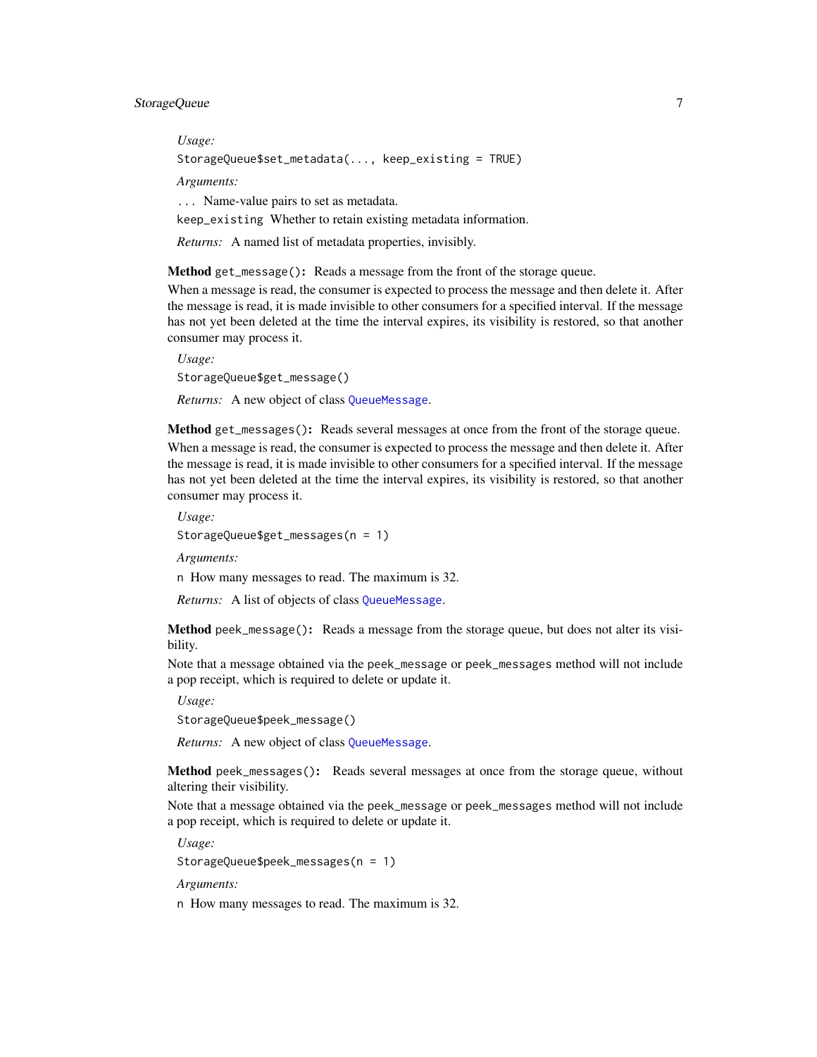*Usage:*

```
StorageQueue$set_metadata(..., keep_existing = TRUE)
```

*Arguments:*

`...` Name-value pairs to set as metadata.

`keep_existing` Whether to retain existing metadata information.

*Returns:* A named list of metadata properties, invisibly.

**Method** `get_message()`**:** Reads a message from the front of the storage queue.

When a message is read, the consumer is expected to process the message and then delete it. After the message is read, it is made invisible to other consumers for a specified interval. If the message has not yet been deleted at the time the interval expires, its visibility is restored, so that another consumer may process it.

*Usage:*

```
StorageQueue$get_message()
```

*Returns:* A new object of class `QueueMessage`.

**Method** `get_messages()`**:** Reads several messages at once from the front of the storage queue.

When a message is read, the consumer is expected to process the message and then delete it. After the message is read, it is made invisible to other consumers for a specified interval. If the message has not yet been deleted at the time the interval expires, its visibility is restored, so that another consumer may process it.

*Usage:*

```
StorageQueue$get_messages(n = 1)
```

*Arguments:*

`n` How many messages to read. The maximum is 32.

*Returns:* A list of objects of class `QueueMessage`.

**Method** `peek_message()`**:** Reads a message from the storage queue, but does not alter its visibility.

Note that a message obtained via the `peek_message` or `peek_messages` method will not include a pop receipt, which is required to delete or update it.

*Usage:*

```
StorageQueue$peek_message()
```

*Returns:* A new object of class `QueueMessage`.

**Method** `peek_messages()`**:** Reads several messages at once from the storage queue, without altering their visibility.

Note that a message obtained via the `peek_message` or `peek_messages` method will not include a pop receipt, which is required to delete or update it.

*Usage:*

```
StorageQueue$peek_messages(n = 1)
```

*Arguments:*

`n` How many messages to read. The maximum is 32.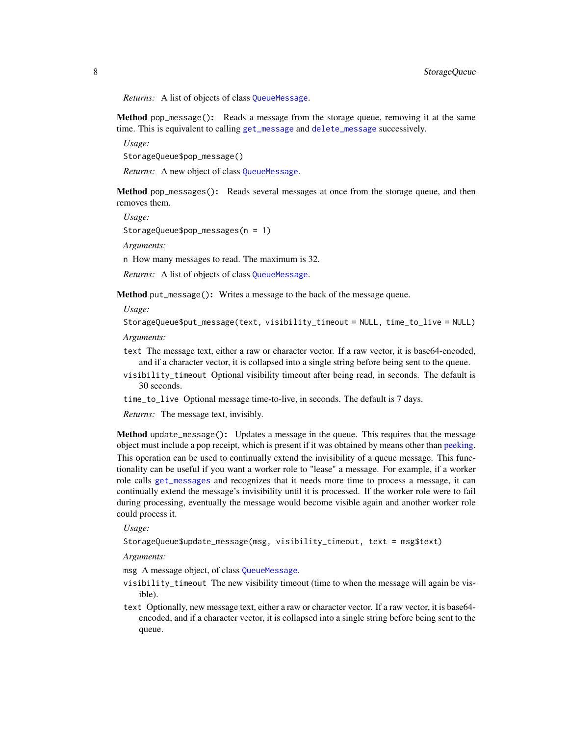*Returns:* A list of objects of class `QueueMessage`.

**Method** `pop_message()`**:** Reads a message from the storage queue, removing it at the same time. This is equivalent to calling `get_message` and `delete_message` successively.

*Usage:*

```
StorageQueue$pop_message()
```

*Returns:* A new object of class `QueueMessage`.

**Method** `pop_messages()`**:** Reads several messages at once from the storage queue, and then removes them.

*Usage:*

```
StorageQueue$pop_messages(n = 1)
```

*Arguments:*

`n` How many messages to read. The maximum is 32.

*Returns:* A list of objects of class `QueueMessage`.

**Method** `put_message()`**:** Writes a message to the back of the message queue.

*Usage:*

```
StorageQueue$put_message(text, visibility_timeout = NULL, time_to_live = NULL)
```

*Arguments:*

`text` The message text, either a raw or character vector. If a raw vector, it is base64-encoded, and if a character vector, it is collapsed into a single string before being sent to the queue.

`visibility_timeout` Optional visibility timeout after being read, in seconds. The default is 30 seconds.

`time_to_live` Optional message time-to-live, in seconds. The default is 7 days.

*Returns:* The message text, invisibly.

**Method** `update_message()`**:** Updates a message in the queue. This requires that the message object must include a pop receipt, which is present if it was obtained by means other than peeking. This operation can be used to continually extend the invisibility of a queue message. This functionality can be useful if you want a worker role to "lease" a message. For example, if a worker role calls `get_messages` and recognizes that it needs more time to process a message, it can continually extend the message's invisibility until it is processed. If the worker role were to fail during processing, eventually the message would become visible again and another worker role could process it.

*Usage:*

```
StorageQueue$update_message(msg, visibility_timeout, text = msg$text)
```

*Arguments:*

`msg` A message object, of class `QueueMessage`.

`visibility_timeout` The new visibility timeout (time to when the message will again be visible).

`text` Optionally, new message text, either a raw or character vector. If a raw vector, it is base64-encoded, and if a character vector, it is collapsed into a single string before being sent to the queue.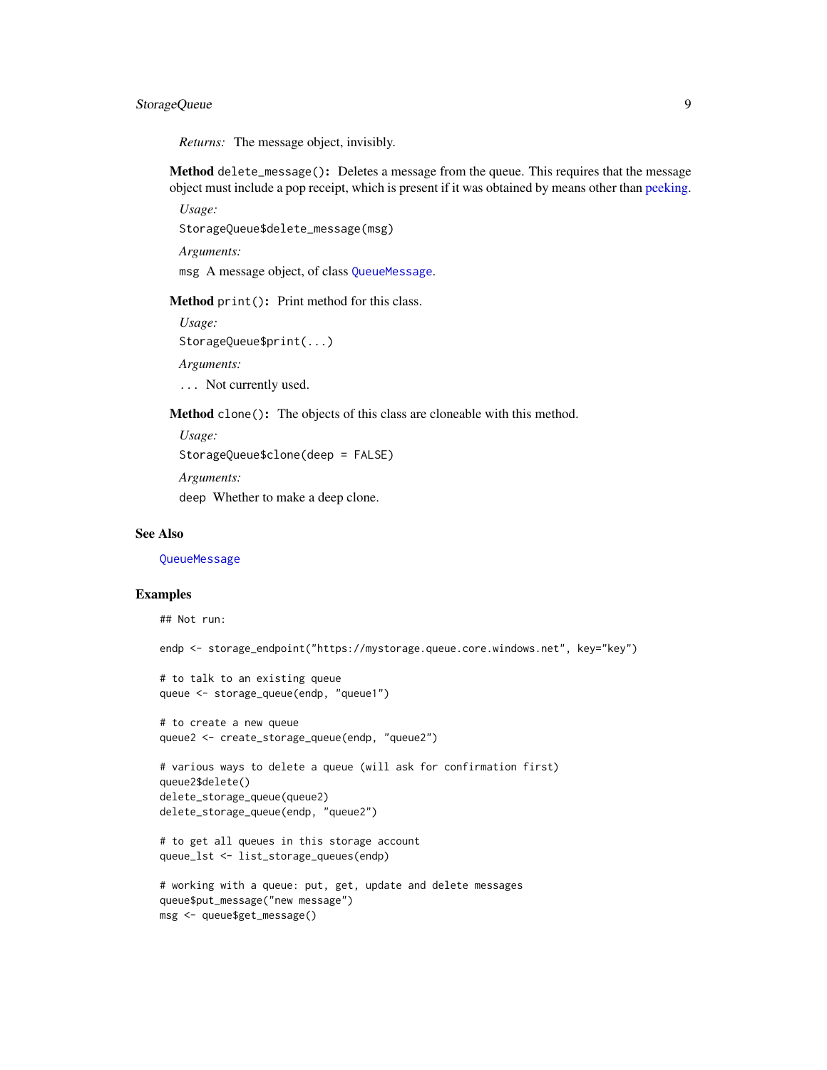*Returns:* The message object, invisibly.

**Method** `delete_message()`**:** Deletes a message from the queue. This requires that the message object must include a pop receipt, which is present if it was obtained by means other than peeking.

*Usage:*

```
StorageQueue$delete_message(msg)
```

*Arguments:*

`msg` A message object, of class `QueueMessage`.

**Method** `print()`**:** Print method for this class.

*Usage:*

```
StorageQueue$print(...)
```

*Arguments:*

`...` Not currently used.

**Method** `clone()`**:** The objects of this class are cloneable with this method.

*Usage:*

```
StorageQueue$clone(deep = FALSE)
```

*Arguments:*

`deep` Whether to make a deep clone.

## See Also

`QueueMessage`

## Examples

```
## Not run:

endp <- storage_endpoint("https://mystorage.queue.core.windows.net", key="key")

# to talk to an existing queue
queue <- storage_queue(endp, "queue1")

# to create a new queue
queue2 <- create_storage_queue(endp, "queue2")

# various ways to delete a queue (will ask for confirmation first)
queue2$delete()
delete_storage_queue(queue2)
delete_storage_queue(endp, "queue2")

# to get all queues in this storage account
queue_lst <- list_storage_queues(endp)

# working with a queue: put, get, update and delete messages
queue$put_message("new message")
msg <- queue$get_message()
```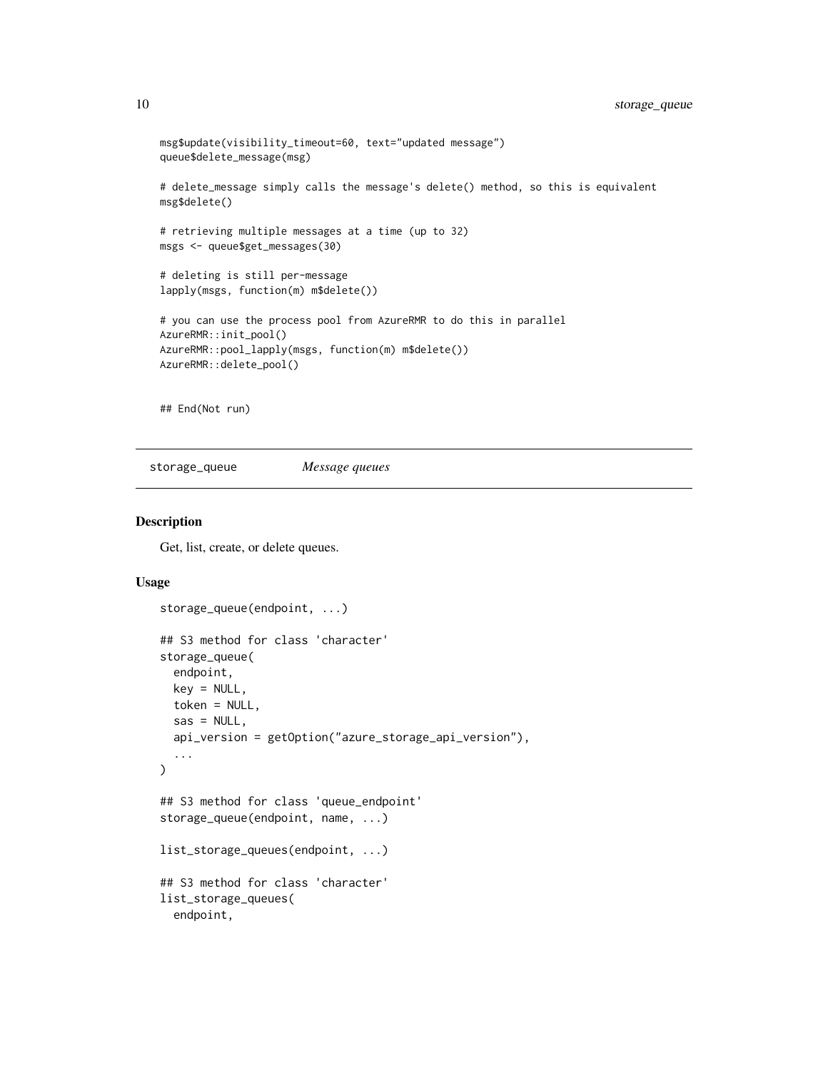```
msg$update(visibility_timeout=60, text="updated message")
queue$delete_message(msg)

# delete_message simply calls the message's delete() method, so this is equivalent
msg$delete()

# retrieving multiple messages at a time (up to 32)
msgs <- queue$get_messages(30)

# deleting is still per-message
lapply(msgs, function(m) m$delete())

# you can use the process pool from AzureRMR to do this in parallel
AzureRMR::init_pool()
AzureRMR::pool_lapply(msgs, function(m) m$delete())
AzureRMR::delete_pool()


## End(Not run)
```

## storage_queue *Message queues*

### Description

Get, list, create, or delete queues.

### Usage

```
storage_queue(endpoint, ...)

## S3 method for class 'character'
storage_queue(
  endpoint,
  key = NULL,
  token = NULL,
  sas = NULL,
  api_version = getOption("azure_storage_api_version"),
  ...
)

## S3 method for class 'queue_endpoint'
storage_queue(endpoint, name, ...)

list_storage_queues(endpoint, ...)

## S3 method for class 'character'
list_storage_queues(
  endpoint,
```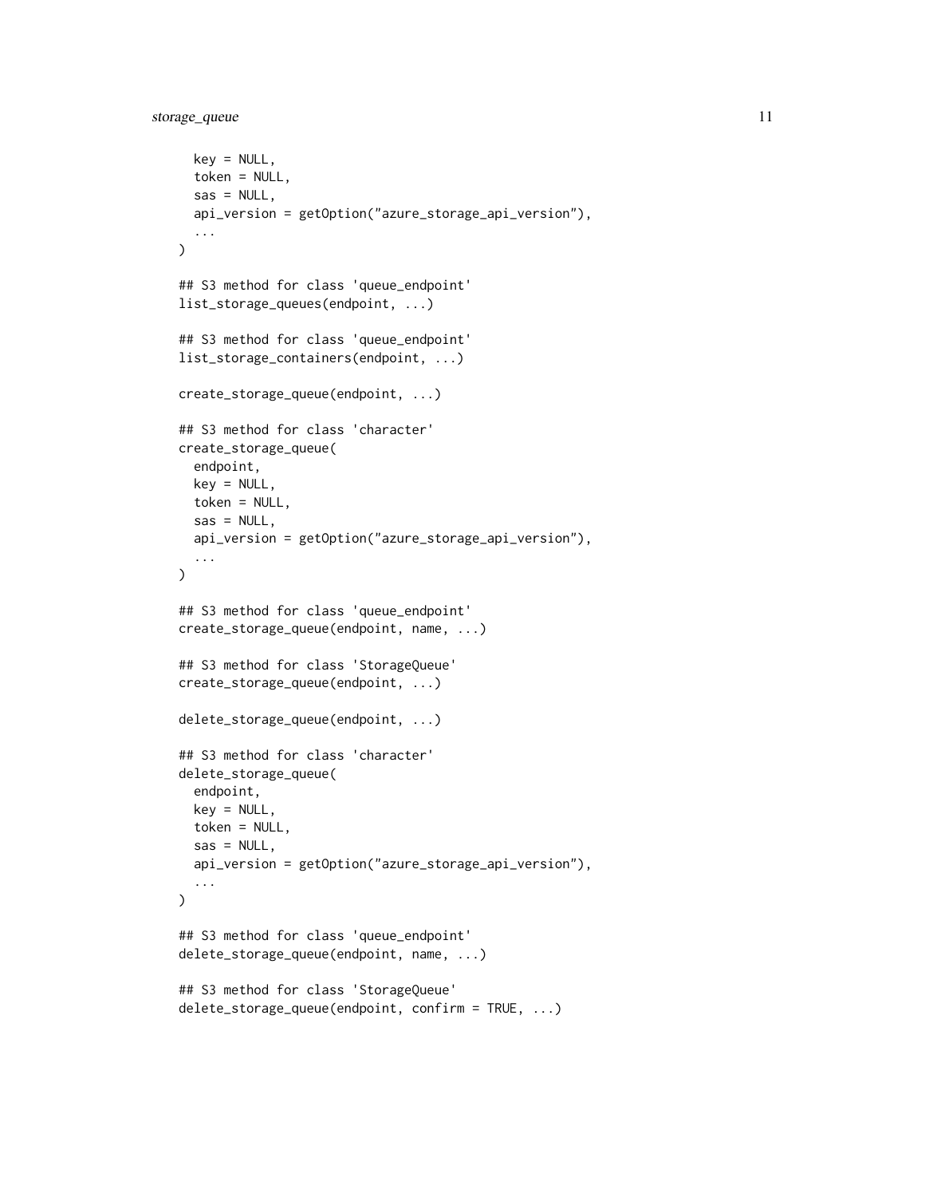```
  key = NULL,
  token = NULL,
  sas = NULL,
  api_version = getOption("azure_storage_api_version"),
  ...
)

## S3 method for class 'queue_endpoint'
list_storage_queues(endpoint, ...)

## S3 method for class 'queue_endpoint'
list_storage_containers(endpoint, ...)

create_storage_queue(endpoint, ...)

## S3 method for class 'character'
create_storage_queue(
  endpoint,
  key = NULL,
  token = NULL,
  sas = NULL,
  api_version = getOption("azure_storage_api_version"),
  ...
)

## S3 method for class 'queue_endpoint'
create_storage_queue(endpoint, name, ...)

## S3 method for class 'StorageQueue'
create_storage_queue(endpoint, ...)

delete_storage_queue(endpoint, ...)

## S3 method for class 'character'
delete_storage_queue(
  endpoint,
  key = NULL,
  token = NULL,
  sas = NULL,
  api_version = getOption("azure_storage_api_version"),
  ...
)

## S3 method for class 'queue_endpoint'
delete_storage_queue(endpoint, name, ...)

## S3 method for class 'StorageQueue'
delete_storage_queue(endpoint, confirm = TRUE, ...)
```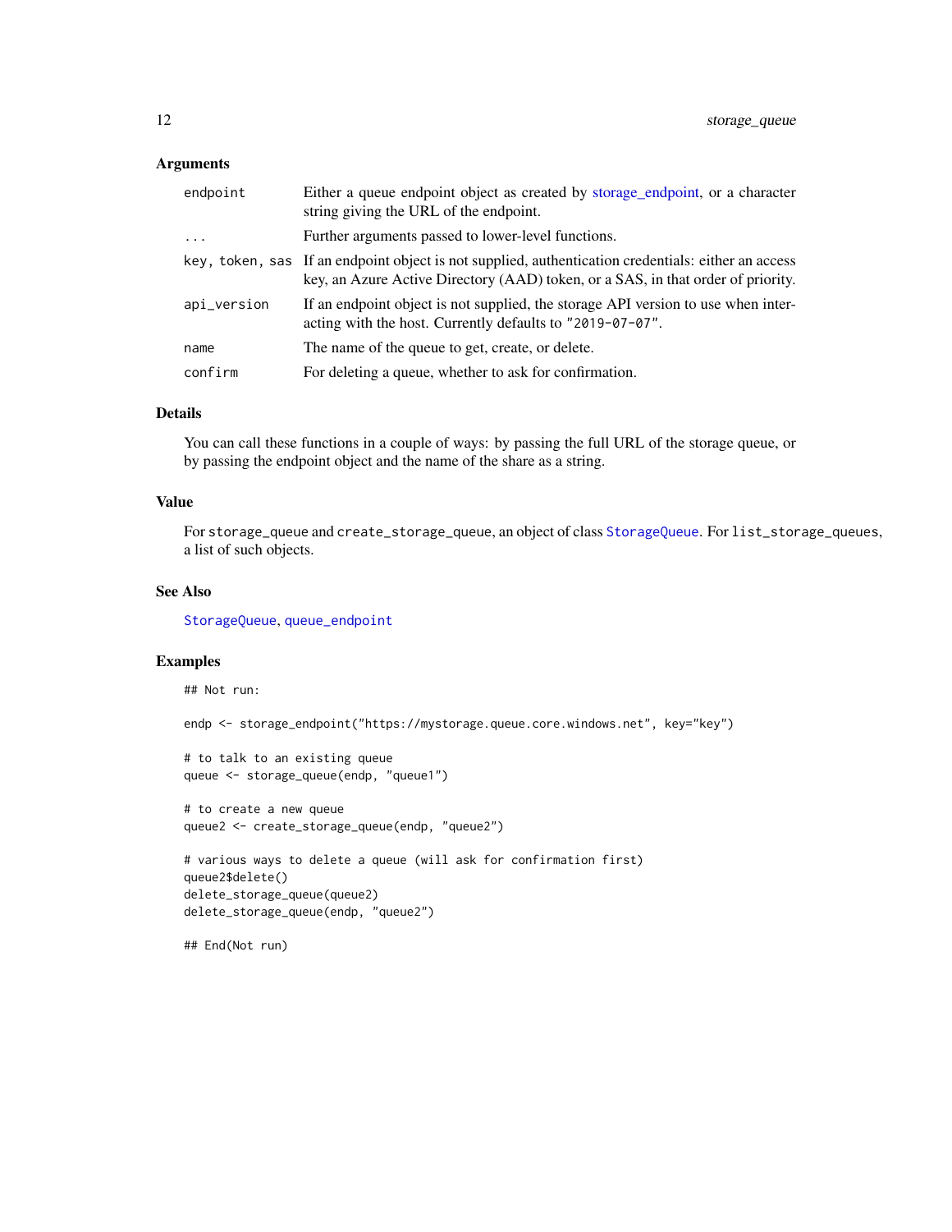### Arguments

| | |
|---|---|
| `endpoint` | Either a queue endpoint object as created by storage_endpoint, or a character string giving the URL of the endpoint. |
| `...` | Further arguments passed to lower-level functions. |
| `key, token, sas` | If an endpoint object is not supplied, authentication credentials: either an access key, an Azure Active Directory (AAD) token, or a SAS, in that order of priority. |
| `api_version` | If an endpoint object is not supplied, the storage API version to use when interacting with the host. Currently defaults to `"2019-07-07"`. |
| `name` | The name of the queue to get, create, or delete. |
| `confirm` | For deleting a queue, whether to ask for confirmation. |

### Details

You can call these functions in a couple of ways: by passing the full URL of the storage queue, or by passing the endpoint object and the name of the share as a string.

### Value

For `storage_queue` and `create_storage_queue`, an object of class `StorageQueue`. For `list_storage_queues`, a list of such objects.

### See Also

`StorageQueue`, `queue_endpoint`

### Examples

```
## Not run:

endp <- storage_endpoint("https://mystorage.queue.core.windows.net", key="key")

# to talk to an existing queue
queue <- storage_queue(endp, "queue1")

# to create a new queue
queue2 <- create_storage_queue(endp, "queue2")

# various ways to delete a queue (will ask for confirmation first)
queue2$delete()
delete_storage_queue(queue2)
delete_storage_queue(endp, "queue2")

## End(Not run)
```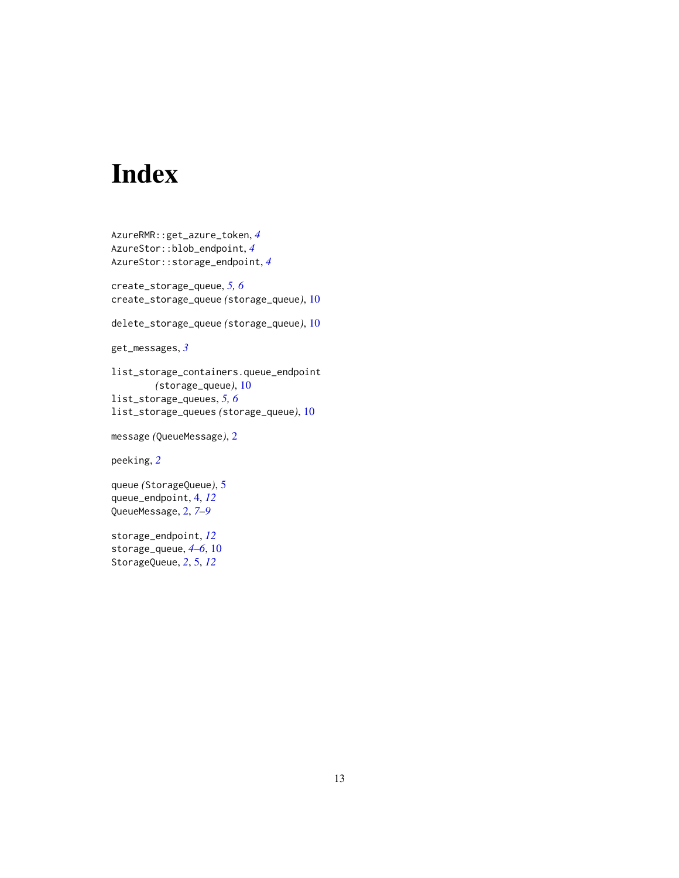# Index

AzureRMR::get_azure_token, *4*
AzureStor::blob_endpoint, *4*
AzureStor::storage_endpoint, *4*

create_storage_queue, *5, 6*
create_storage_queue *(*storage_queue*)*, 10

delete_storage_queue *(*storage_queue*)*, 10

get_messages, *3*

list_storage_containers.queue_endpoint *(*storage_queue*)*, 10
list_storage_queues, *5, 6*
list_storage_queues *(*storage_queue*)*, 10

message *(*QueueMessage*)*, 2

peeking, *2*

queue *(*StorageQueue*)*, 5
queue_endpoint, 4, *12*
QueueMessage, 2, *7–9*

storage_endpoint, *12*
storage_queue, *4–6*, 10
StorageQueue, *2*, 5, *12*